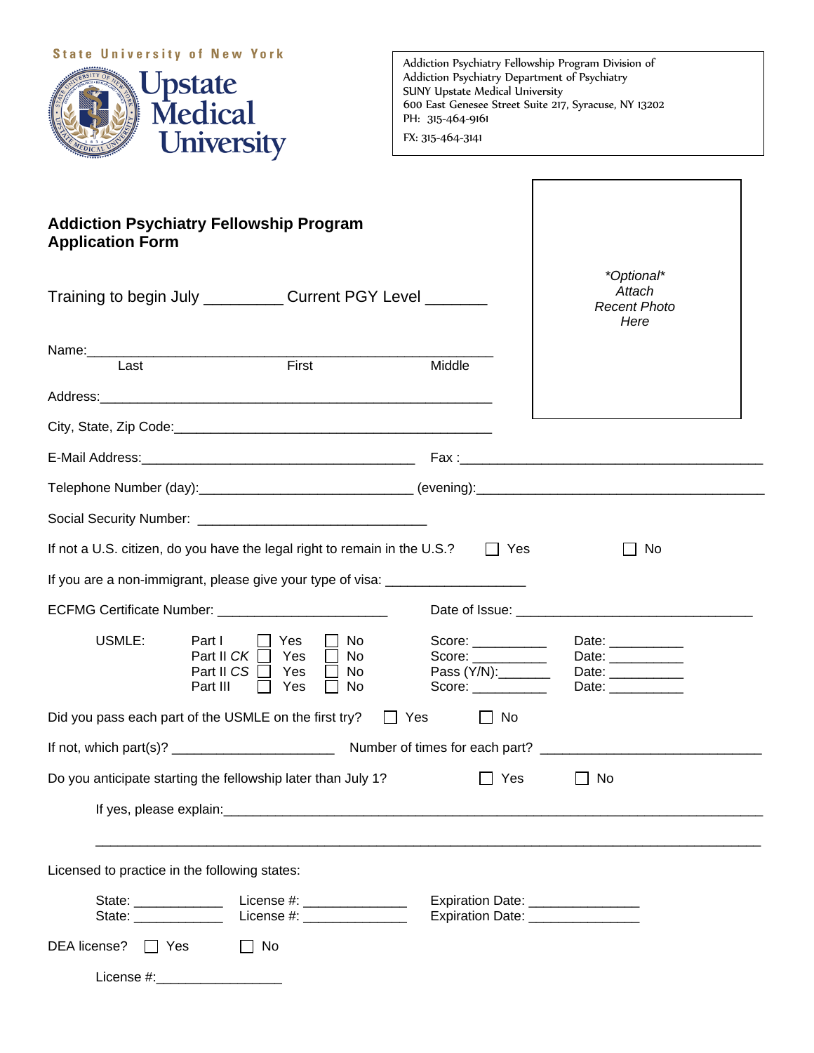State University of New York

Upstate Medical University

Addiction Psychiatry Fellowship Program Division of Addiction Psychiatry Department of Psychiatry
SUNY Upstate Medical University
600 East Genesee Street Suite 217, Syracuse, NY 13202
PH: 315-464-9161
FX: 315-464-3141

*\*Optional\* Attach Recent Photo Here*

**Addiction Psychiatry Fellowship Program**
**Application Form**

Training to begin July _________ Current PGY Level _______

Name:_______________________________________________________
Last First Middle

Address:_______________________________________________________

City, State, Zip Code:_____________________________________________

E-Mail Address:______________________________________ Fax :__________________________________________

Telephone Number (day):_____________________________ (evening):_______________________________________

Social Security Number: _______________________________

If not a U.S. citizen, do you have the legal right to remain in the U.S.? ☐ Yes ☐ No

If you are a non-immigrant, please give your type of visa: ___________________

ECFMG Certificate Number: _______________________ Date of Issue: _________________________________

| USMLE: | | | | |
|---|---|---|---|---|
| Part I | ☐ Yes | ☐ No | Score: __________ | Date: __________ |
| Part II *CK* | ☐ Yes | ☐ No | Score: __________ | Date: __________ |
| Part II *CS* | ☐ Yes | ☐ No | Pass (Y/N):_______ | Date: __________ |
| Part III | ☐ Yes | ☐ No | Score: __________ | Date: __________ |

Did you pass each part of the USMLE on the first try? ☐ Yes ☐ No

If not, which part(s)? ______________________ Number of times for each part? ______________________________

Do you anticipate starting the fellowship later than July 1? ☐ Yes ☐ No

If yes, please explain:_____________________________________________________________________________

_____________________________________________________________________________________________

Licensed to practice in the following states:

State: ____________ License #: ______________ Expiration Date: _______________
State: ____________ License #: ______________ Expiration Date: _______________

DEA license? ☐ Yes ☐ No

License #:_________________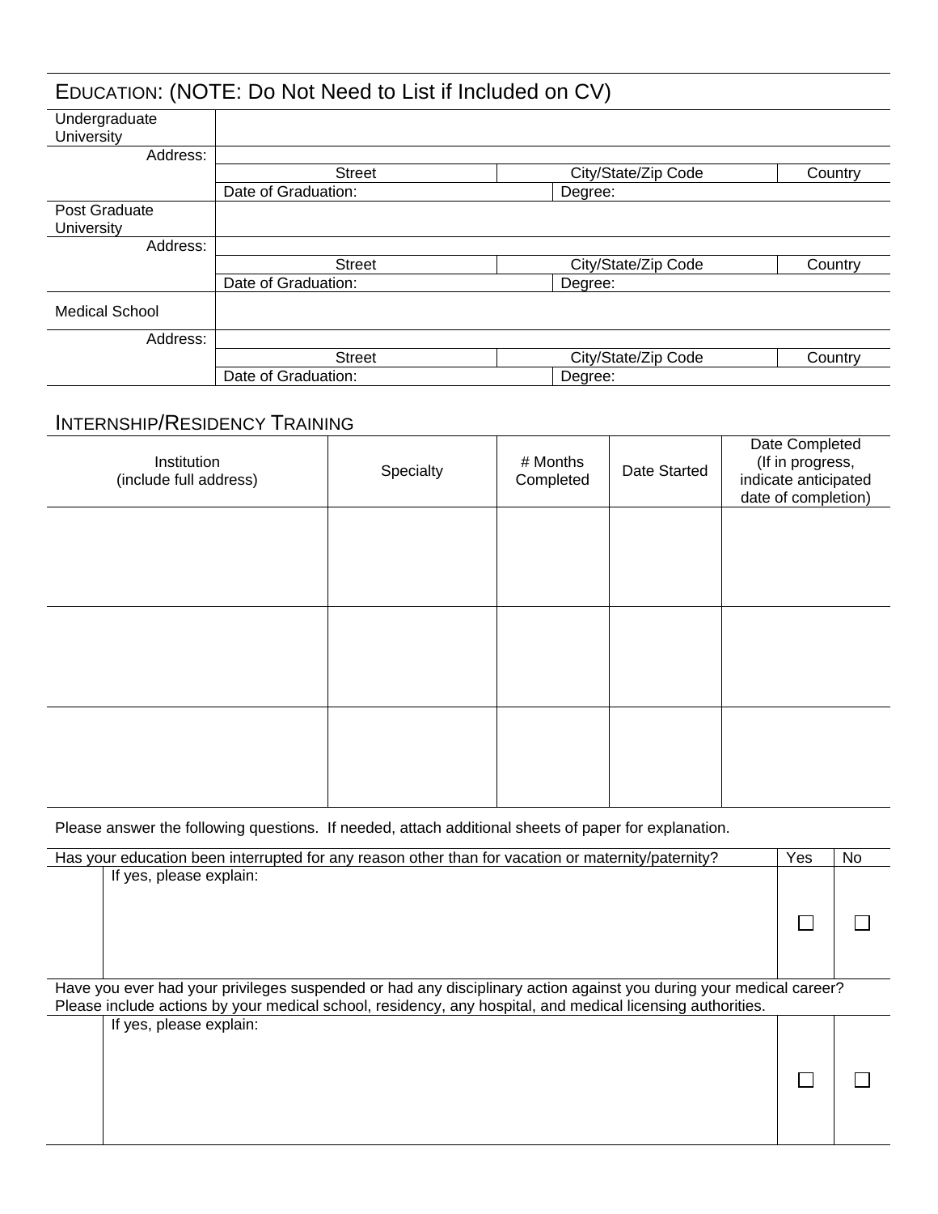## EDUCATION: (NOTE: Do Not Need to List if Included on CV)

| | | | |
|---|---|---|---|
| Undergraduate University | | | |
| Address: | | | |
| | Street | City/State/Zip Code | Country |
| | Date of Graduation: | Degree: | |
| Post Graduate University | | | |
| Address: | | | |
| | Street | City/State/Zip Code | Country |
| | Date of Graduation: | Degree: | |
| Medical School | | | |
| Address: | | | |
| | Street | City/State/Zip Code | Country |
| | Date of Graduation: | Degree: | |

## INTERNSHIP/RESIDENCY TRAINING

| Institution (include full address) | Specialty | # Months Completed | Date Started | Date Completed (If in progress, indicate anticipated date of completion) |
|---|---|---|---|---|
| | | | | |
| | | | | |
| | | | | |

Please answer the following questions. If needed, attach additional sheets of paper for explanation.

| | Yes | No |
|---|---|---|
| Has your education been interrupted for any reason other than for vacation or maternity/paternity? | | |
| If yes, please explain: | ☐ | ☐ |
| Have you ever had your privileges suspended or had any disciplinary action against you during your medical career? Please include actions by your medical school, residency, any hospital, and medical licensing authorities. | | |
| If yes, please explain: | ☐ | ☐ |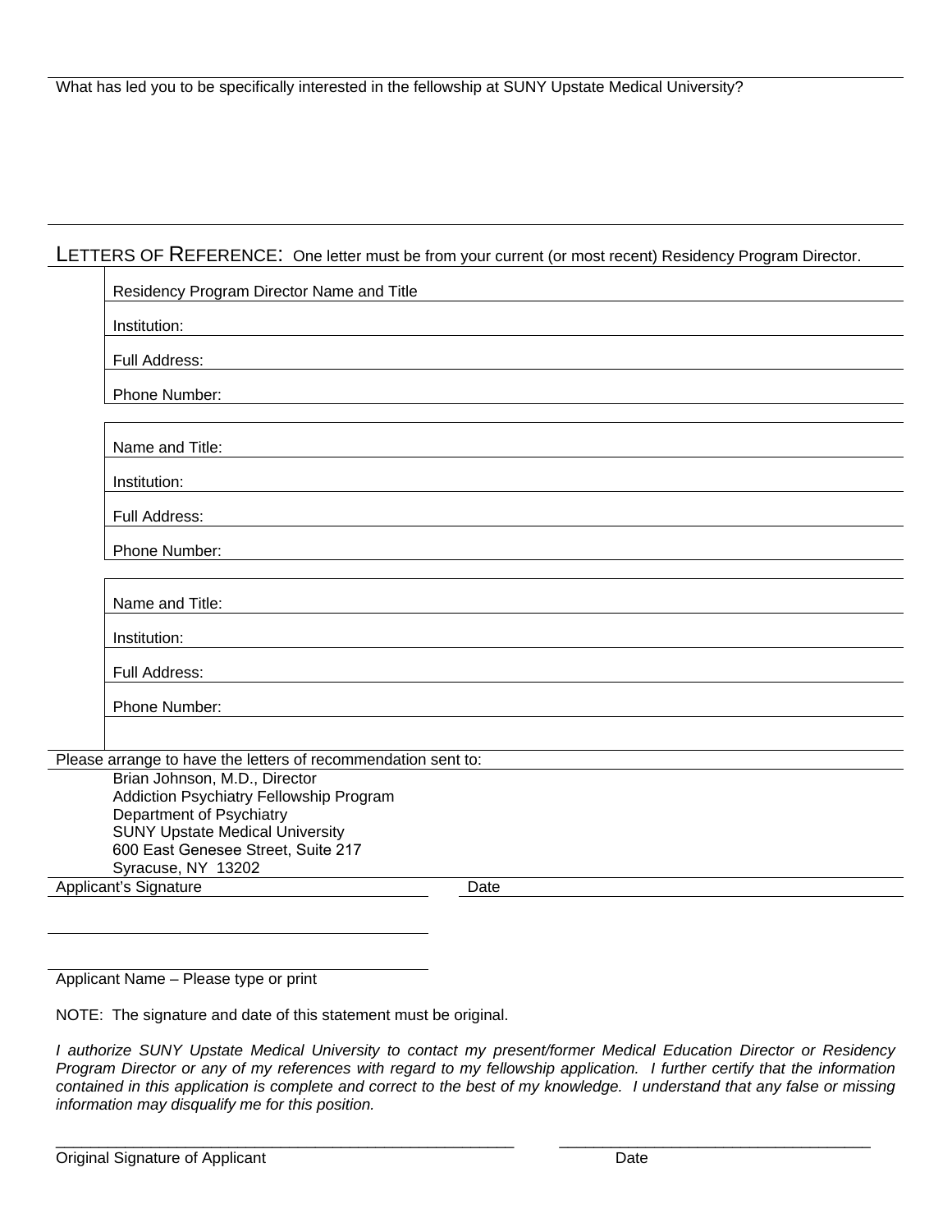What has led you to be specifically interested in the fellowship at SUNY Upstate Medical University?

## LETTERS OF REFERENCE: One letter must be from your current (or most recent) Residency Program Director.

Residency Program Director Name and Title

Institution:

Full Address:

Phone Number:

Name and Title:

Institution:

Full Address:

Phone Number:

Name and Title:

Institution:

Full Address:

Phone Number:

Please arrange to have the letters of recommendation sent to:

Brian Johnson, M.D., Director
Addiction Psychiatry Fellowship Program
Department of Psychiatry
SUNY Upstate Medical University
600 East Genesee Street, Suite 217
Syracuse, NY 13202

Applicant's Signature | Date

Applicant Name – Please type or print

NOTE: The signature and date of this statement must be original.

*I authorize SUNY Upstate Medical University to contact my present/former Medical Education Director or Residency Program Director or any of my references with regard to my fellowship application. I further certify that the information contained in this application is complete and correct to the best of my knowledge. I understand that any false or missing information may disqualify me for this position.*

Original Signature of Applicant | Date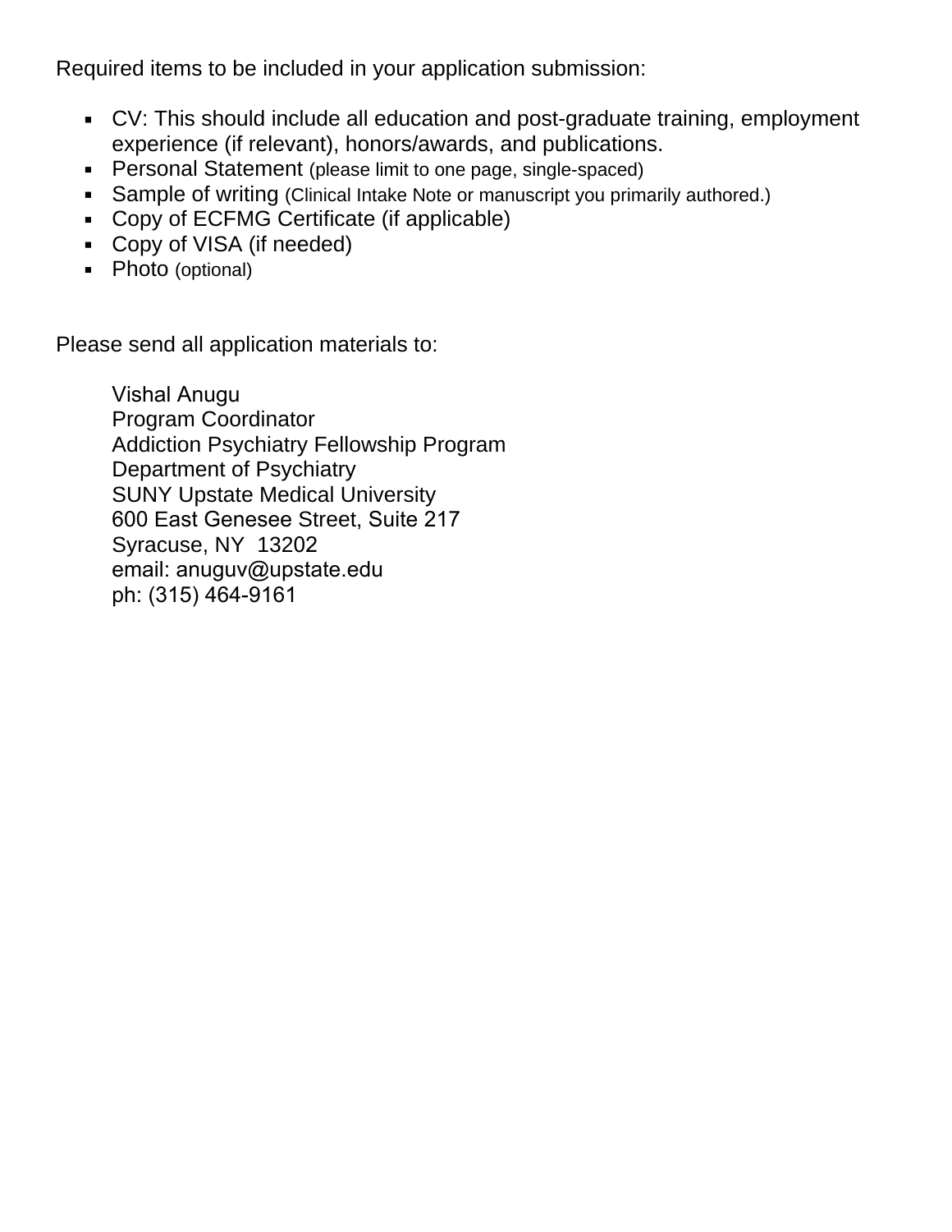Required items to be included in your application submission:

- CV: This should include all education and post-graduate training, employment experience (if relevant), honors/awards, and publications.
- Personal Statement (please limit to one page, single-spaced)
- Sample of writing (Clinical Intake Note or manuscript you primarily authored.)
- Copy of ECFMG Certificate (if applicable)
- Copy of VISA (if needed)
- Photo (optional)

Please send all application materials to:

Vishal Anugu
Program Coordinator
Addiction Psychiatry Fellowship Program
Department of Psychiatry
SUNY Upstate Medical University
600 East Genesee Street, Suite 217
Syracuse, NY 13202
email: anuguv@upstate.edu
ph: (315) 464-9161